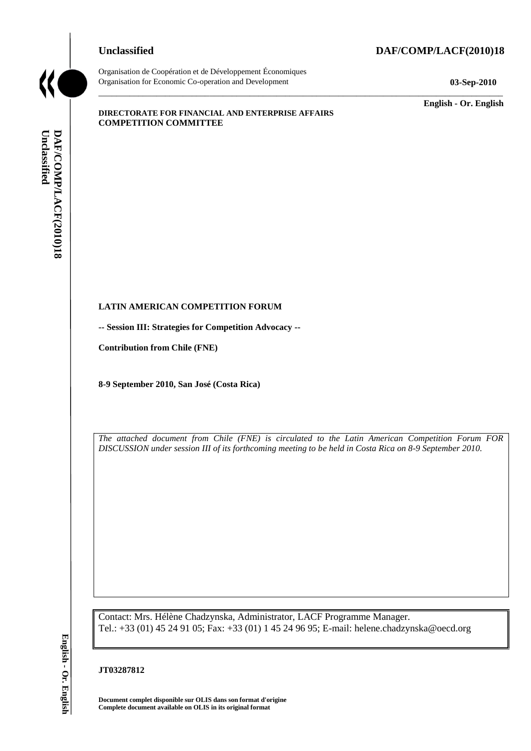Unclassified **DAF/COMP/LACF(2010)18**

Organisation de Coopération et de Développement Économiques
Organisation for Economic Co-operation and Development **03-Sep-2010**

**English - Or. English**

**DIRECTORATE FOR FINANCIAL AND ENTERPRISE AFFAIRS**
**COMPETITION COMMITTEE**

**LATIN AMERICAN COMPETITION FORUM**

**-- Session III: Strategies for Competition Advocacy --**

**Contribution from Chile (FNE)**

**8-9 September 2010, San José (Costa Rica)**

*The attached document from Chile (FNE) is circulated to the Latin American Competition Forum FOR DISCUSSION under session III of its forthcoming meeting to be held in Costa Rica on 8-9 September 2010.*

Contact: Mrs. Hélène Chadzynska, Administrator, LACF Programme Manager.
Tel.: +33 (01) 45 24 91 05; Fax: +33 (01) 1 45 24 96 95; E-mail: helene.chadzynska@oecd.org

**JT03287812**

**Document complet disponible sur OLIS dans son format d'origine**
**Complete document available on OLIS in its original format**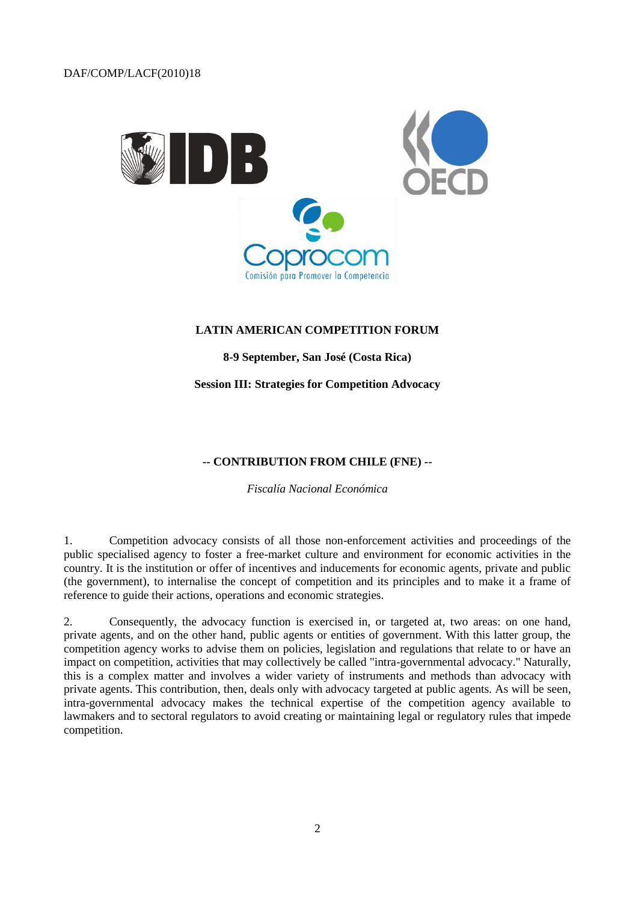**LATIN AMERICAN COMPETITION FORUM**

**8-9 September, San José (Costa Rica)**

**Session III: Strategies for Competition Advocacy**

**-- CONTRIBUTION FROM CHILE (FNE) --**

*Fiscalía Nacional Económica*

1. Competition advocacy consists of all those non-enforcement activities and proceedings of the public specialised agency to foster a free-market culture and environment for economic activities in the country. It is the institution or offer of incentives and inducements for economic agents, private and public (the government), to internalise the concept of competition and its principles and to make it a frame of reference to guide their actions, operations and economic strategies.

2. Consequently, the advocacy function is exercised in, or targeted at, two areas: on one hand, private agents, and on the other hand, public agents or entities of government. With this latter group, the competition agency works to advise them on policies, legislation and regulations that relate to or have an impact on competition, activities that may collectively be called "intra-governmental advocacy." Naturally, this is a complex matter and involves a wider variety of instruments and methods than advocacy with private agents. This contribution, then, deals only with advocacy targeted at public agents. As will be seen, intra-governmental advocacy makes the technical expertise of the competition agency available to lawmakers and to sectoral regulators to avoid creating or maintaining legal or regulatory rules that impede competition.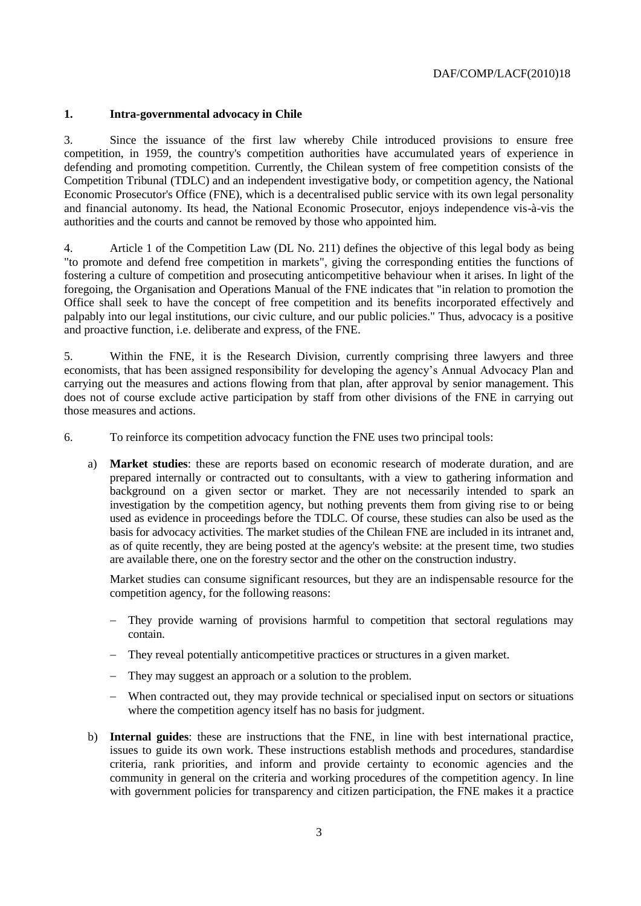## 1. Intra-governmental advocacy in Chile

3. Since the issuance of the first law whereby Chile introduced provisions to ensure free competition, in 1959, the country's competition authorities have accumulated years of experience in defending and promoting competition. Currently, the Chilean system of free competition consists of the Competition Tribunal (TDLC) and an independent investigative body, or competition agency, the National Economic Prosecutor's Office (FNE), which is a decentralised public service with its own legal personality and financial autonomy. Its head, the National Economic Prosecutor, enjoys independence vis-à-vis the authorities and the courts and cannot be removed by those who appointed him.

4. Article 1 of the Competition Law (DL No. 211) defines the objective of this legal body as being "to promote and defend free competition in markets", giving the corresponding entities the functions of fostering a culture of competition and prosecuting anticompetitive behaviour when it arises. In light of the foregoing, the Organisation and Operations Manual of the FNE indicates that "in relation to promotion the Office shall seek to have the concept of free competition and its benefits incorporated effectively and palpably into our legal institutions, our civic culture, and our public policies." Thus, advocacy is a positive and proactive function, i.e. deliberate and express, of the FNE.

5. Within the FNE, it is the Research Division, currently comprising three lawyers and three economists, that has been assigned responsibility for developing the agency's Annual Advocacy Plan and carrying out the measures and actions flowing from that plan, after approval by senior management. This does not of course exclude active participation by staff from other divisions of the FNE in carrying out those measures and actions.

6. To reinforce its competition advocacy function the FNE uses two principal tools:

a) **Market studies**: these are reports based on economic research of moderate duration, and are prepared internally or contracted out to consultants, with a view to gathering information and background on a given sector or market. They are not necessarily intended to spark an investigation by the competition agency, but nothing prevents them from giving rise to or being used as evidence in proceedings before the TDLC. Of course, these studies can also be used as the basis for advocacy activities. The market studies of the Chilean FNE are included in its intranet and, as of quite recently, they are being posted at the agency's website: at the present time, two studies are available there, one on the forestry sector and the other on the construction industry.

   Market studies can consume significant resources, but they are an indispensable resource for the competition agency, for the following reasons:

   - They provide warning of provisions harmful to competition that sectoral regulations may contain.
   - They reveal potentially anticompetitive practices or structures in a given market.
   - They may suggest an approach or a solution to the problem.
   - When contracted out, they may provide technical or specialised input on sectors or situations where the competition agency itself has no basis for judgment.

b) **Internal guides**: these are instructions that the FNE, in line with best international practice, issues to guide its own work. These instructions establish methods and procedures, standardise criteria, rank priorities, and inform and provide certainty to economic agencies and the community in general on the criteria and working procedures of the competition agency. In line with government policies for transparency and citizen participation, the FNE makes it a practice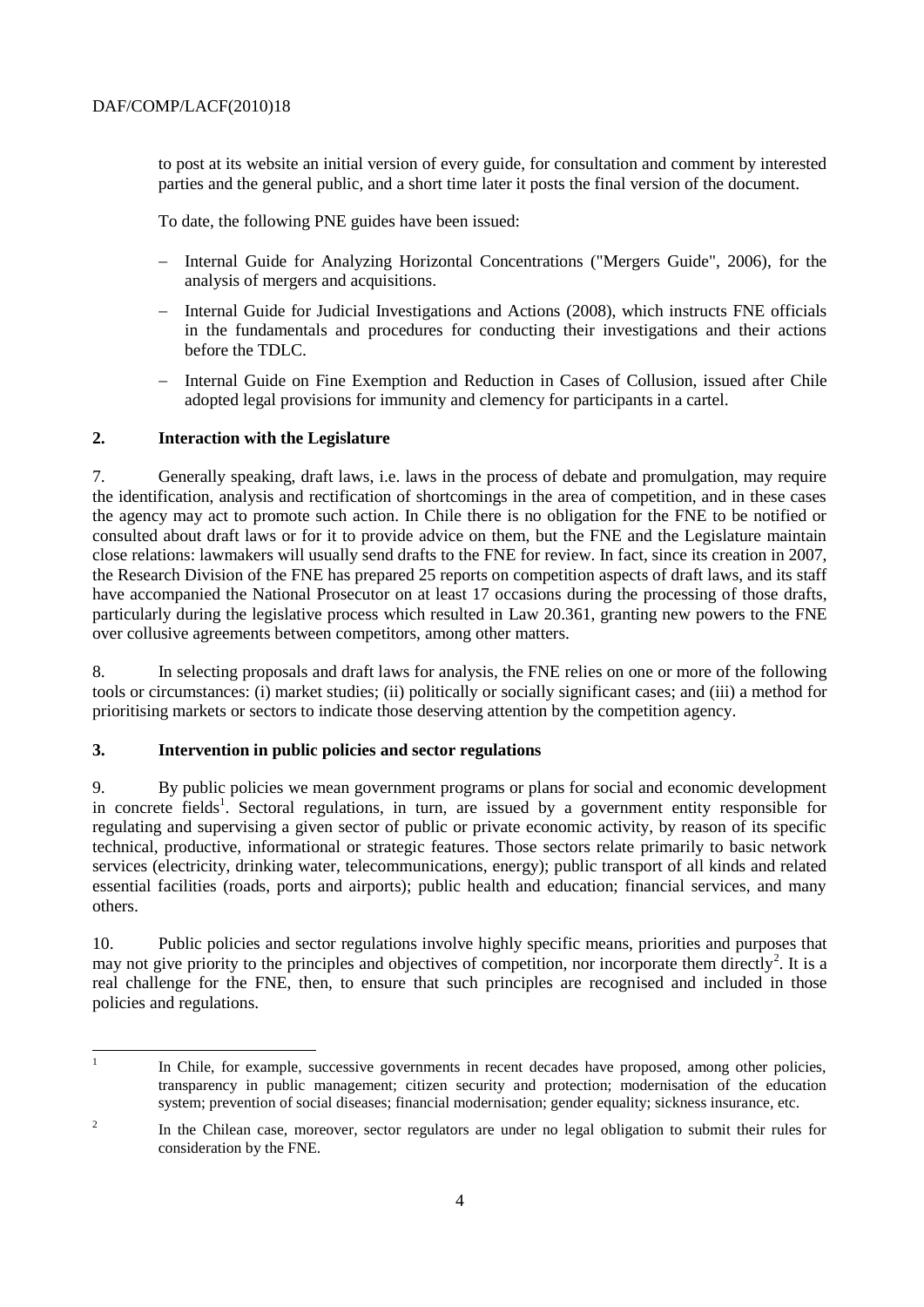to post at its website an initial version of every guide, for consultation and comment by interested parties and the general public, and a short time later it posts the final version of the document.

To date, the following PNE guides have been issued:

- Internal Guide for Analyzing Horizontal Concentrations ("Mergers Guide", 2006), for the analysis of mergers and acquisitions.
- Internal Guide for Judicial Investigations and Actions (2008), which instructs FNE officials in the fundamentals and procedures for conducting their investigations and their actions before the TDLC.
- Internal Guide on Fine Exemption and Reduction in Cases of Collusion, issued after Chile adopted legal provisions for immunity and clemency for participants in a cartel.

## 2. Interaction with the Legislature

7. Generally speaking, draft laws, i.e. laws in the process of debate and promulgation, may require the identification, analysis and rectification of shortcomings in the area of competition, and in these cases the agency may act to promote such action. In Chile there is no obligation for the FNE to be notified or consulted about draft laws or for it to provide advice on them, but the FNE and the Legislature maintain close relations: lawmakers will usually send drafts to the FNE for review. In fact, since its creation in 2007, the Research Division of the FNE has prepared 25 reports on competition aspects of draft laws, and its staff have accompanied the National Prosecutor on at least 17 occasions during the processing of those drafts, particularly during the legislative process which resulted in Law 20.361, granting new powers to the FNE over collusive agreements between competitors, among other matters.

8. In selecting proposals and draft laws for analysis, the FNE relies on one or more of the following tools or circumstances: (i) market studies; (ii) politically or socially significant cases; and (iii) a method for prioritising markets or sectors to indicate those deserving attention by the competition agency.

## 3. Intervention in public policies and sector regulations

9. By public policies we mean government programs or plans for social and economic development in concrete fields[1]. Sectoral regulations, in turn, are issued by a government entity responsible for regulating and supervising a given sector of public or private economic activity, by reason of its specific technical, productive, informational or strategic features. Those sectors relate primarily to basic network services (electricity, drinking water, telecommunications, energy); public transport of all kinds and related essential facilities (roads, ports and airports); public health and education; financial services, and many others.

10. Public policies and sector regulations involve highly specific means, priorities and purposes that may not give priority to the principles and objectives of competition, nor incorporate them directly[2]. It is a real challenge for the FNE, then, to ensure that such principles are recognised and included in those policies and regulations.

---

[1] In Chile, for example, successive governments in recent decades have proposed, among other policies, transparency in public management; citizen security and protection; modernisation of the education system; prevention of social diseases; financial modernisation; gender equality; sickness insurance, etc.

[2] In the Chilean case, moreover, sector regulators are under no legal obligation to submit their rules for consideration by the FNE.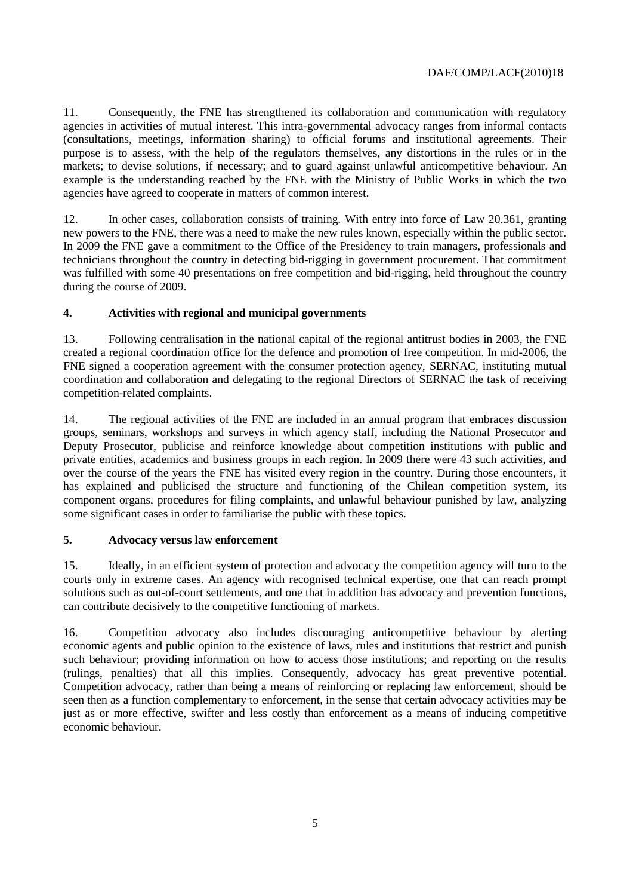11. Consequently, the FNE has strengthened its collaboration and communication with regulatory agencies in activities of mutual interest. This intra-governmental advocacy ranges from informal contacts (consultations, meetings, information sharing) to official forums and institutional agreements. Their purpose is to assess, with the help of the regulators themselves, any distortions in the rules or in the markets; to devise solutions, if necessary; and to guard against unlawful anticompetitive behaviour. An example is the understanding reached by the FNE with the Ministry of Public Works in which the two agencies have agreed to cooperate in matters of common interest.

12. In other cases, collaboration consists of training. With entry into force of Law 20.361, granting new powers to the FNE, there was a need to make the new rules known, especially within the public sector. In 2009 the FNE gave a commitment to the Office of the Presidency to train managers, professionals and technicians throughout the country in detecting bid-rigging in government procurement. That commitment was fulfilled with some 40 presentations on free competition and bid-rigging, held throughout the country during the course of 2009.

## 4. Activities with regional and municipal governments

13. Following centralisation in the national capital of the regional antitrust bodies in 2003, the FNE created a regional coordination office for the defence and promotion of free competition. In mid-2006, the FNE signed a cooperation agreement with the consumer protection agency, SERNAC, instituting mutual coordination and collaboration and delegating to the regional Directors of SERNAC the task of receiving competition-related complaints.

14. The regional activities of the FNE are included in an annual program that embraces discussion groups, seminars, workshops and surveys in which agency staff, including the National Prosecutor and Deputy Prosecutor, publicise and reinforce knowledge about competition institutions with public and private entities, academics and business groups in each region. In 2009 there were 43 such activities, and over the course of the years the FNE has visited every region in the country. During those encounters, it has explained and publicised the structure and functioning of the Chilean competition system, its component organs, procedures for filing complaints, and unlawful behaviour punished by law, analyzing some significant cases in order to familiarise the public with these topics.

## 5. Advocacy versus law enforcement

15. Ideally, in an efficient system of protection and advocacy the competition agency will turn to the courts only in extreme cases. An agency with recognised technical expertise, one that can reach prompt solutions such as out-of-court settlements, and one that in addition has advocacy and prevention functions, can contribute decisively to the competitive functioning of markets.

16. Competition advocacy also includes discouraging anticompetitive behaviour by alerting economic agents and public opinion to the existence of laws, rules and institutions that restrict and punish such behaviour; providing information on how to access those institutions; and reporting on the results (rulings, penalties) that all this implies. Consequently, advocacy has great preventive potential. Competition advocacy, rather than being a means of reinforcing or replacing law enforcement, should be seen then as a function complementary to enforcement, in the sense that certain advocacy activities may be just as or more effective, swifter and less costly than enforcement as a means of inducing competitive economic behaviour.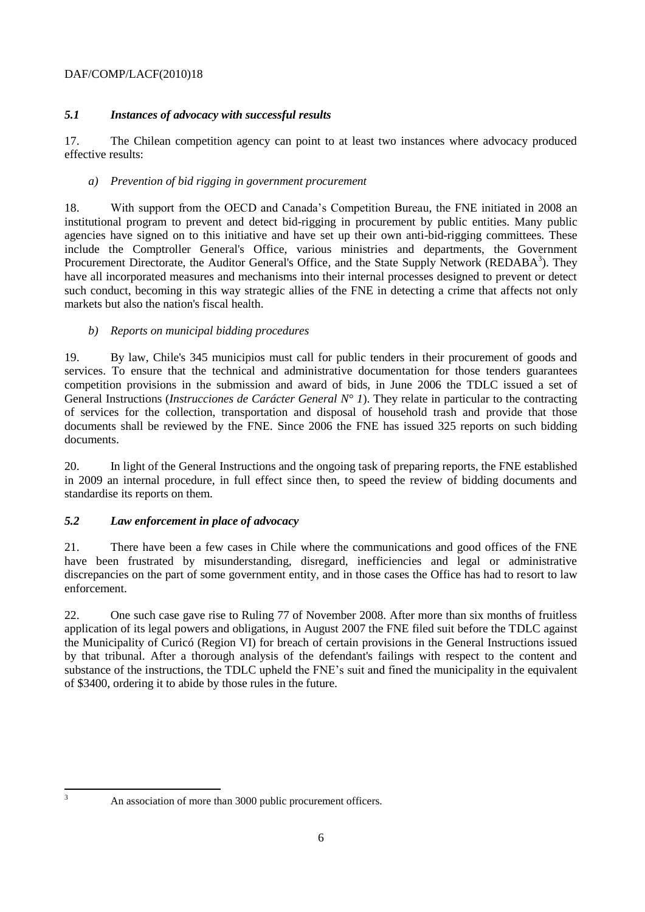### *5.1 Instances of advocacy with successful results*

17. The Chilean competition agency can point to at least two instances where advocacy produced effective results:

*a) Prevention of bid rigging in government procurement*

18. With support from the OECD and Canada's Competition Bureau, the FNE initiated in 2008 an institutional program to prevent and detect bid-rigging in procurement by public entities. Many public agencies have signed on to this initiative and have set up their own anti-bid-rigging committees. These include the Comptroller General's Office, various ministries and departments, the Government Procurement Directorate, the Auditor General's Office, and the State Supply Network (REDABA[3]). They have all incorporated measures and mechanisms into their internal processes designed to prevent or detect such conduct, becoming in this way strategic allies of the FNE in detecting a crime that affects not only markets but also the nation's fiscal health.

*b) Reports on municipal bidding procedures*

19. By law, Chile's 345 municipios must call for public tenders in their procurement of goods and services. To ensure that the technical and administrative documentation for those tenders guarantees competition provisions in the submission and award of bids, in June 2006 the TDLC issued a set of General Instructions (*Instrucciones de Carácter General N° 1*). They relate in particular to the contracting of services for the collection, transportation and disposal of household trash and provide that those documents shall be reviewed by the FNE. Since 2006 the FNE has issued 325 reports on such bidding documents.

20. In light of the General Instructions and the ongoing task of preparing reports, the FNE established in 2009 an internal procedure, in full effect since then, to speed the review of bidding documents and standardise its reports on them.

### *5.2 Law enforcement in place of advocacy*

21. There have been a few cases in Chile where the communications and good offices of the FNE have been frustrated by misunderstanding, disregard, inefficiencies and legal or administrative discrepancies on the part of some government entity, and in those cases the Office has had to resort to law enforcement.

22. One such case gave rise to Ruling 77 of November 2008. After more than six months of fruitless application of its legal powers and obligations, in August 2007 the FNE filed suit before the TDLC against the Municipality of Curicó (Region VI) for breach of certain provisions in the General Instructions issued by that tribunal. After a thorough analysis of the defendant's failings with respect to the content and substance of the instructions, the TDLC upheld the FNE's suit and fined the municipality in the equivalent of $3400, ordering it to abide by those rules in the future.

---

[3] An association of more than 3000 public procurement officers.